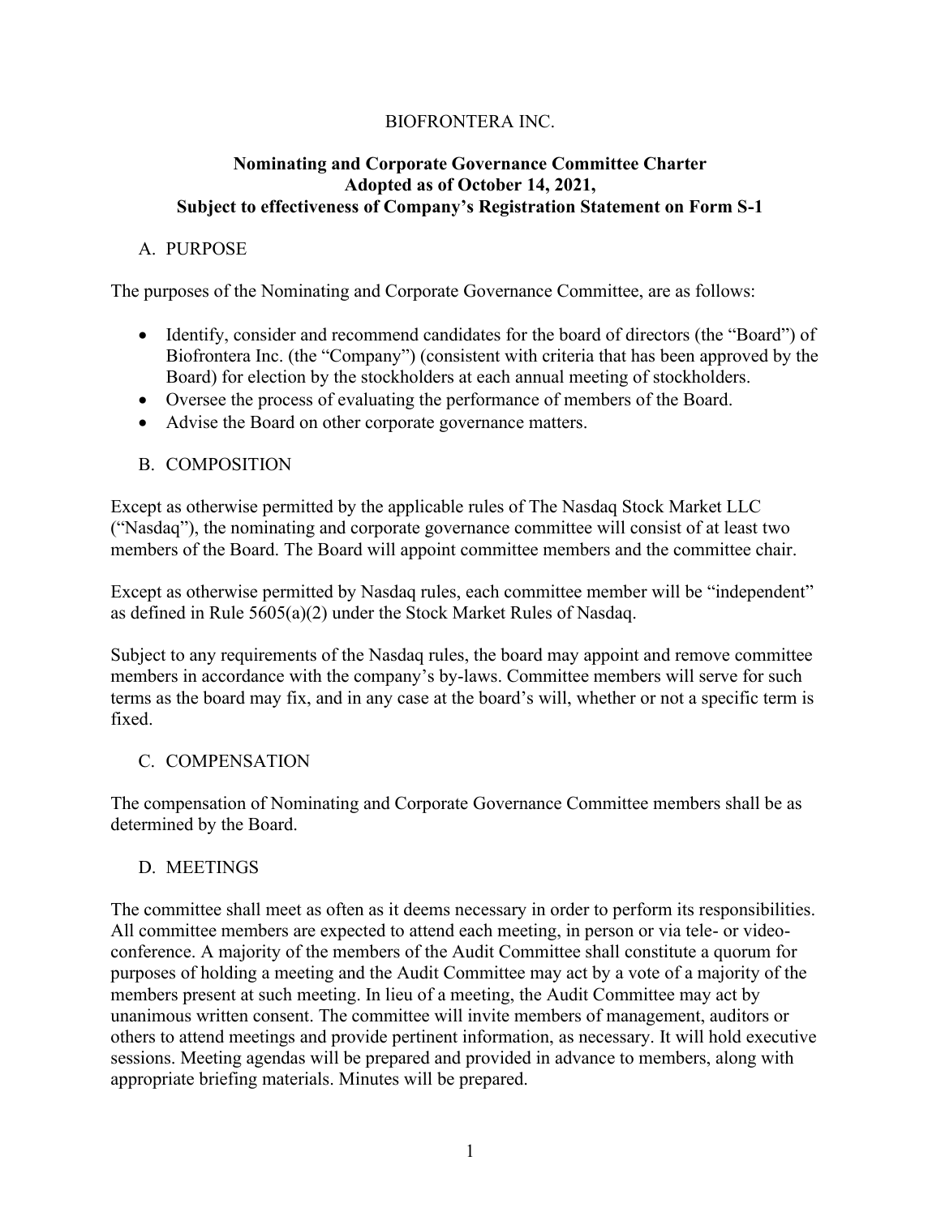# BIOFRONTERA INC.

## Nominating and Corporate Governance Committee Charter
## Adopted as of October 14, 2021,
## Subject to effectiveness of Company's Registration Statement on Form S-1

### A. PURPOSE

The purposes of the Nominating and Corporate Governance Committee, are as follows:

- Identify, consider and recommend candidates for the board of directors (the "Board") of Biofrontera Inc. (the "Company") (consistent with criteria that has been approved by the Board) for election by the stockholders at each annual meeting of stockholders.
- Oversee the process of evaluating the performance of members of the Board.
- Advise the Board on other corporate governance matters.

### B. COMPOSITION

Except as otherwise permitted by the applicable rules of The Nasdaq Stock Market LLC ("Nasdaq"), the nominating and corporate governance committee will consist of at least two members of the Board. The Board will appoint committee members and the committee chair.

Except as otherwise permitted by Nasdaq rules, each committee member will be "independent" as defined in Rule 5605(a)(2) under the Stock Market Rules of Nasdaq.

Subject to any requirements of the Nasdaq rules, the board may appoint and remove committee members in accordance with the company's by-laws. Committee members will serve for such terms as the board may fix, and in any case at the board's will, whether or not a specific term is fixed.

### C. COMPENSATION

The compensation of Nominating and Corporate Governance Committee members shall be as determined by the Board.

### D. MEETINGS

The committee shall meet as often as it deems necessary in order to perform its responsibilities. All committee members are expected to attend each meeting, in person or via tele- or video-conference. A majority of the members of the Audit Committee shall constitute a quorum for purposes of holding a meeting and the Audit Committee may act by a vote of a majority of the members present at such meeting. In lieu of a meeting, the Audit Committee may act by unanimous written consent. The committee will invite members of management, auditors or others to attend meetings and provide pertinent information, as necessary. It will hold executive sessions. Meeting agendas will be prepared and provided in advance to members, along with appropriate briefing materials. Minutes will be prepared.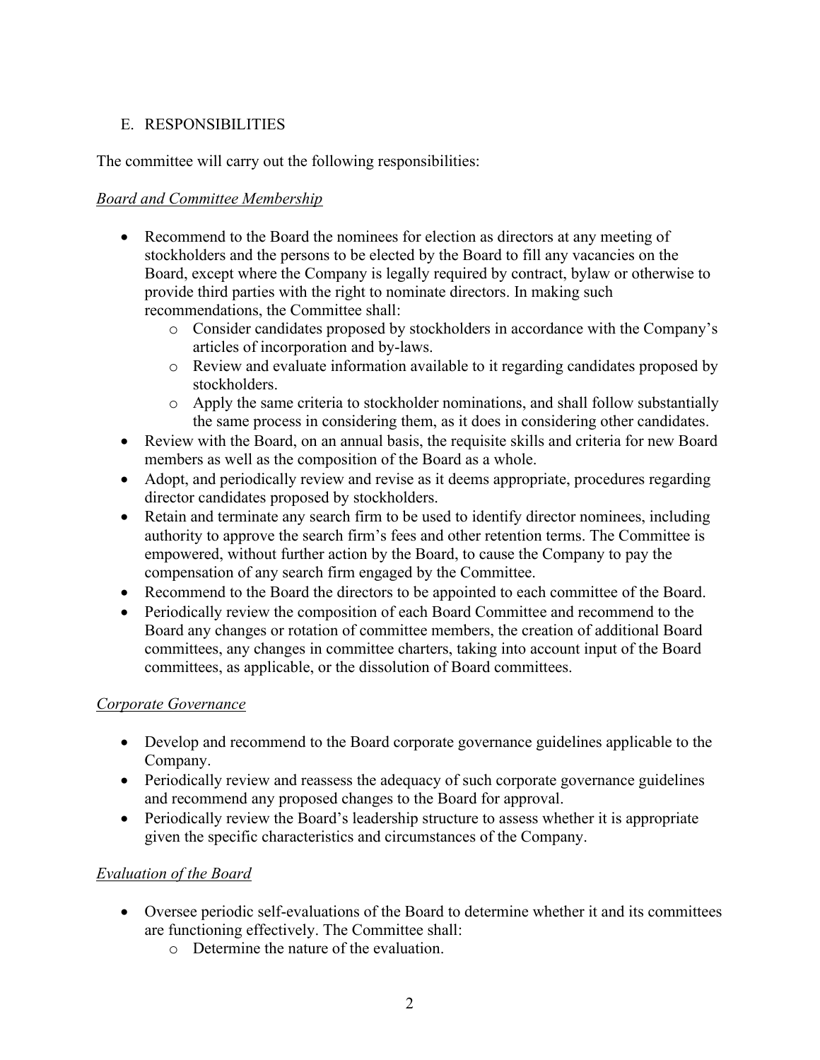## E. RESPONSIBILITIES

The committee will carry out the following responsibilities:

### *Board and Committee Membership*

- Recommend to the Board the nominees for election as directors at any meeting of stockholders and the persons to be elected by the Board to fill any vacancies on the Board, except where the Company is legally required by contract, bylaw or otherwise to provide third parties with the right to nominate directors. In making such recommendations, the Committee shall:
  - Consider candidates proposed by stockholders in accordance with the Company's articles of incorporation and by-laws.
  - Review and evaluate information available to it regarding candidates proposed by stockholders.
  - Apply the same criteria to stockholder nominations, and shall follow substantially the same process in considering them, as it does in considering other candidates.
- Review with the Board, on an annual basis, the requisite skills and criteria for new Board members as well as the composition of the Board as a whole.
- Adopt, and periodically review and revise as it deems appropriate, procedures regarding director candidates proposed by stockholders.
- Retain and terminate any search firm to be used to identify director nominees, including authority to approve the search firm's fees and other retention terms. The Committee is empowered, without further action by the Board, to cause the Company to pay the compensation of any search firm engaged by the Committee.
- Recommend to the Board the directors to be appointed to each committee of the Board.
- Periodically review the composition of each Board Committee and recommend to the Board any changes or rotation of committee members, the creation of additional Board committees, any changes in committee charters, taking into account input of the Board committees, as applicable, or the dissolution of Board committees.

### *Corporate Governance*

- Develop and recommend to the Board corporate governance guidelines applicable to the Company.
- Periodically review and reassess the adequacy of such corporate governance guidelines and recommend any proposed changes to the Board for approval.
- Periodically review the Board's leadership structure to assess whether it is appropriate given the specific characteristics and circumstances of the Company.

### *Evaluation of the Board*

- Oversee periodic self-evaluations of the Board to determine whether it and its committees are functioning effectively. The Committee shall:
  - Determine the nature of the evaluation.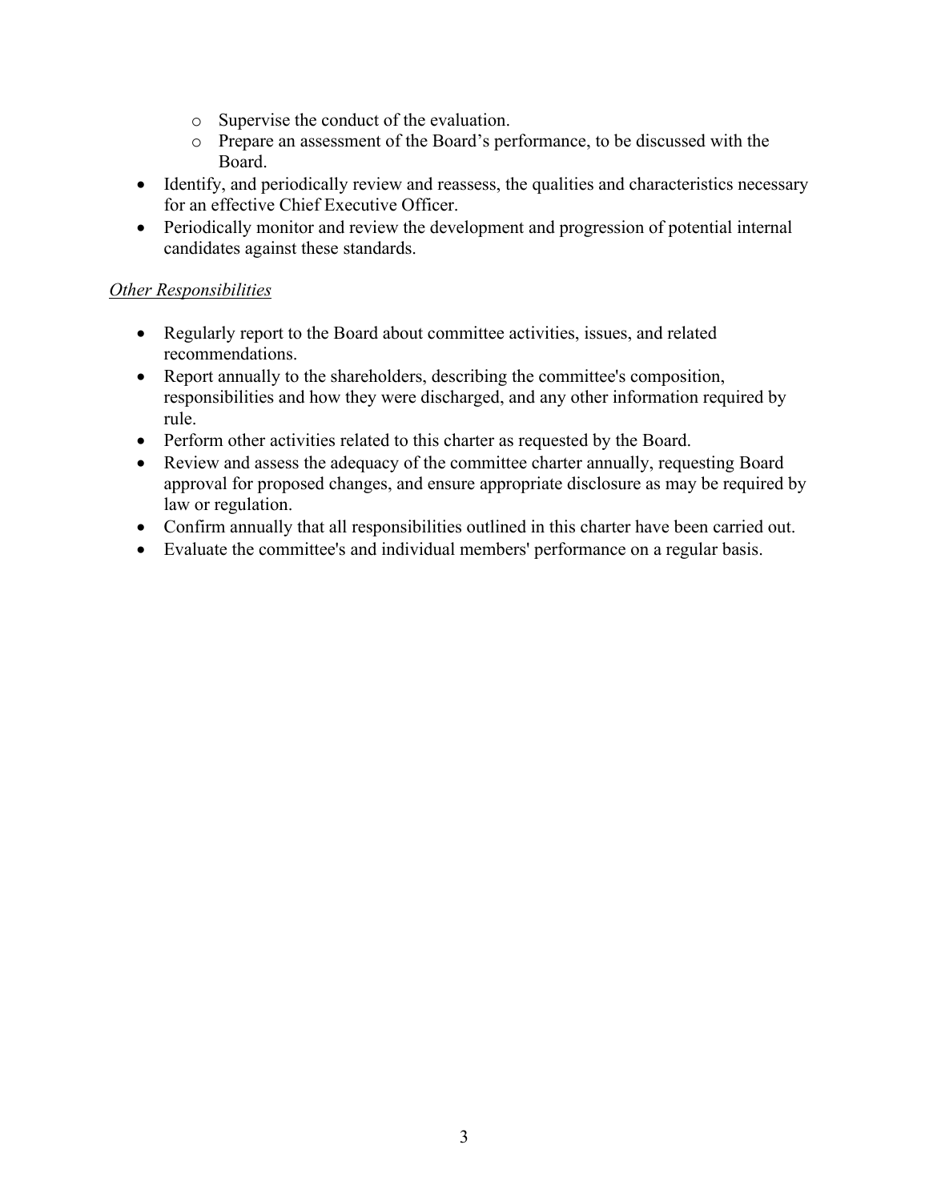- Supervise the conduct of the evaluation.
  - Prepare an assessment of the Board's performance, to be discussed with the Board.
- Identify, and periodically review and reassess, the qualities and characteristics necessary for an effective Chief Executive Officer.
- Periodically monitor and review the development and progression of potential internal candidates against these standards.

*Other Responsibilities*

- Regularly report to the Board about committee activities, issues, and related recommendations.
- Report annually to the shareholders, describing the committee's composition, responsibilities and how they were discharged, and any other information required by rule.
- Perform other activities related to this charter as requested by the Board.
- Review and assess the adequacy of the committee charter annually, requesting Board approval for proposed changes, and ensure appropriate disclosure as may be required by law or regulation.
- Confirm annually that all responsibilities outlined in this charter have been carried out.
- Evaluate the committee's and individual members' performance on a regular basis.